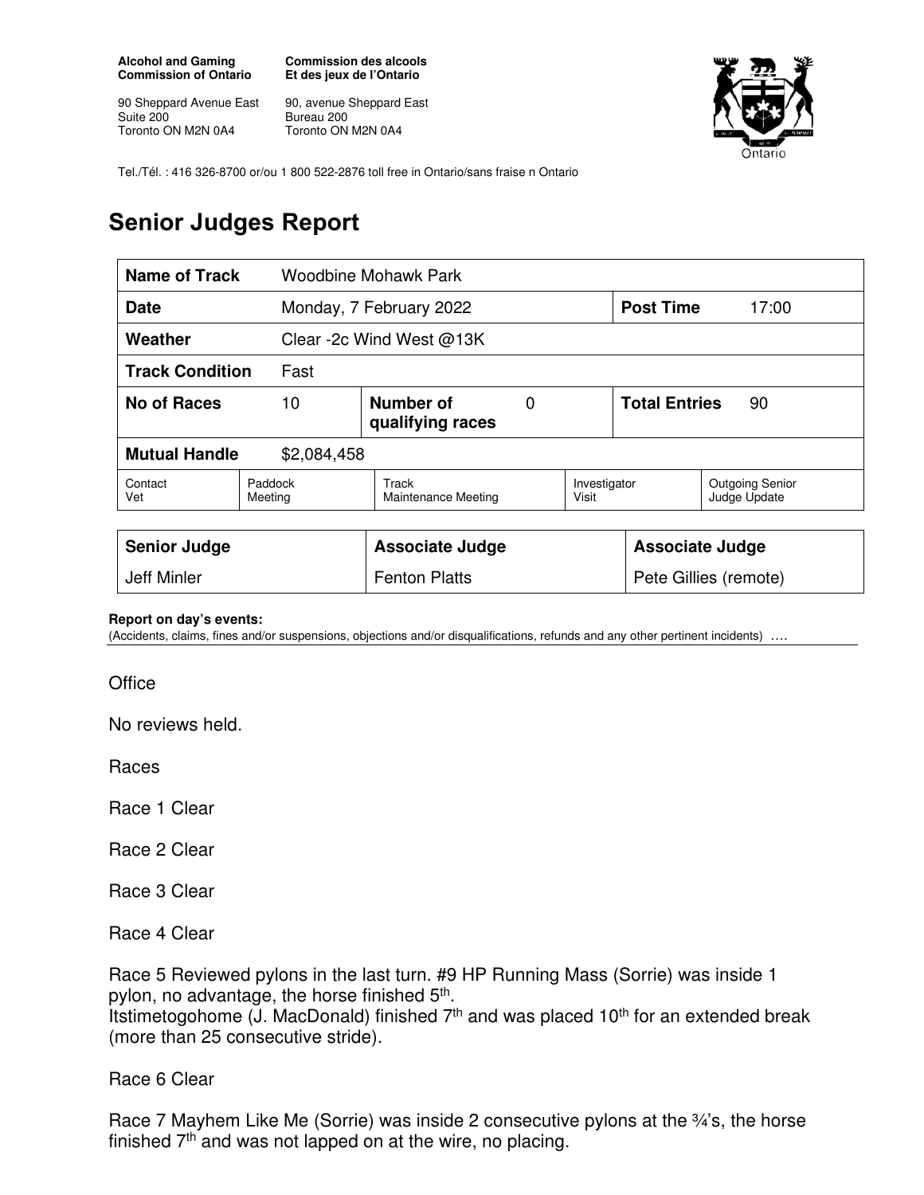**Alcohol and Gaming Commission of Ontario**

90 Sheppard Avenue East
Suite 200
Toronto ON M2N 0A4

**Commission des alcools Et des jeux de l'Ontario**

90, avenue Sheppard East
Bureau 200
Toronto ON M2N 0A4

Tel./Tél. : 416 326-8700 or/ou 1 800 522-2876 toll free in Ontario/sans fraise n Ontario

# Senior Judges Report

| **Name of Track** | Woodbine Mohawk Park | | | | |
|---|---|---|---|---|---|
| **Date** | Monday, 7 February 2022 | | | **Post Time** | 17:00 |
| **Weather** | Clear -2c Wind West @13K | | | | |
| **Track Condition** | Fast | | | | |
| **No of Races** | 10 | **Number of qualifying races** | 0 | **Total Entries** | 90 |
| **Mutual Handle** | $2,084,458 | | | | |
| Contact Vet | Paddock Meeting | Track Maintenance Meeting | Investigator Visit | Outgoing Senior Judge Update | |

| **Senior Judge** | **Associate Judge** | **Associate Judge** |
|---|---|---|
| Jeff Minler | Fenton Platts | Pete Gillies (remote) |

**Report on day's events:**
(Accidents, claims, fines and/or suspensions, objections and/or disqualifications, refunds and any other pertinent incidents) ….

Office

No reviews held.

Races

Race 1 Clear

Race 2 Clear

Race 3 Clear

Race 4 Clear

Race 5 Reviewed pylons in the last turn. #9 HP Running Mass (Sorrie) was inside 1 pylon, no advantage, the horse finished 5th.
Itstimetogohome (J. MacDonald) finished 7th and was placed 10th for an extended break (more than 25 consecutive stride).

Race 6 Clear

Race 7 Mayhem Like Me (Sorrie) was inside 2 consecutive pylons at the ¾'s, the horse finished 7th and was not lapped on at the wire, no placing.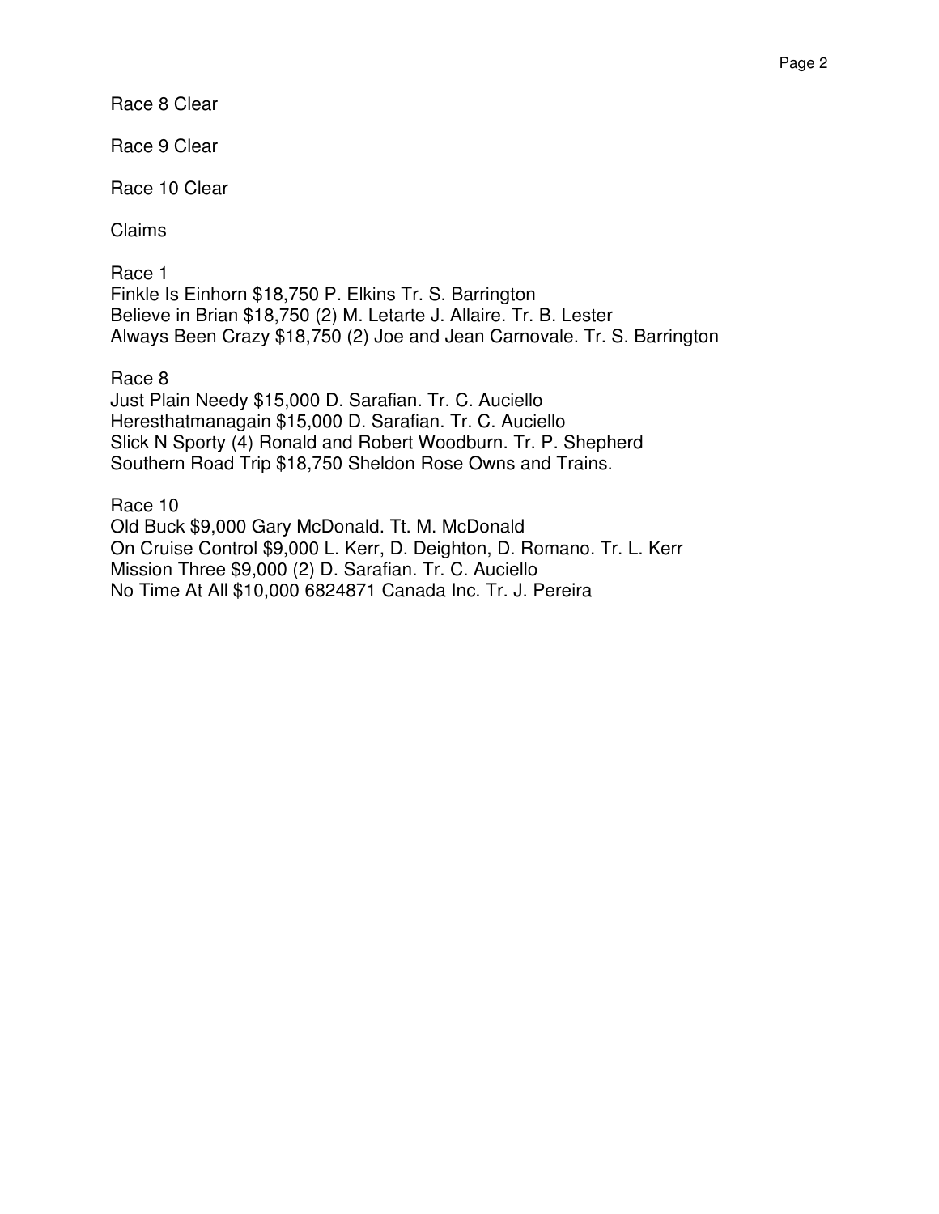Race 8 Clear

Race 9 Clear

Race 10 Clear

Claims

Race 1
Finkle Is Einhorn $18,750 P. Elkins Tr. S. Barrington
Believe in Brian $18,750 (2) M. Letarte J. Allaire. Tr. B. Lester
Always Been Crazy $18,750 (2) Joe and Jean Carnovale. Tr. S. Barrington

Race 8
Just Plain Needy $15,000 D. Sarafian. Tr. C. Auciello
Heresthatmanagain $15,000 D. Sarafian. Tr. C. Auciello
Slick N Sporty (4) Ronald and Robert Woodburn. Tr. P. Shepherd
Southern Road Trip $18,750 Sheldon Rose Owns and Trains.

Race 10
Old Buck $9,000 Gary McDonald. Tt. M. McDonald
On Cruise Control $9,000 L. Kerr, D. Deighton, D. Romano. Tr. L. Kerr
Mission Three $9,000 (2) D. Sarafian. Tr. C. Auciello
No Time At All $10,000 6824871 Canada Inc. Tr. J. Pereira